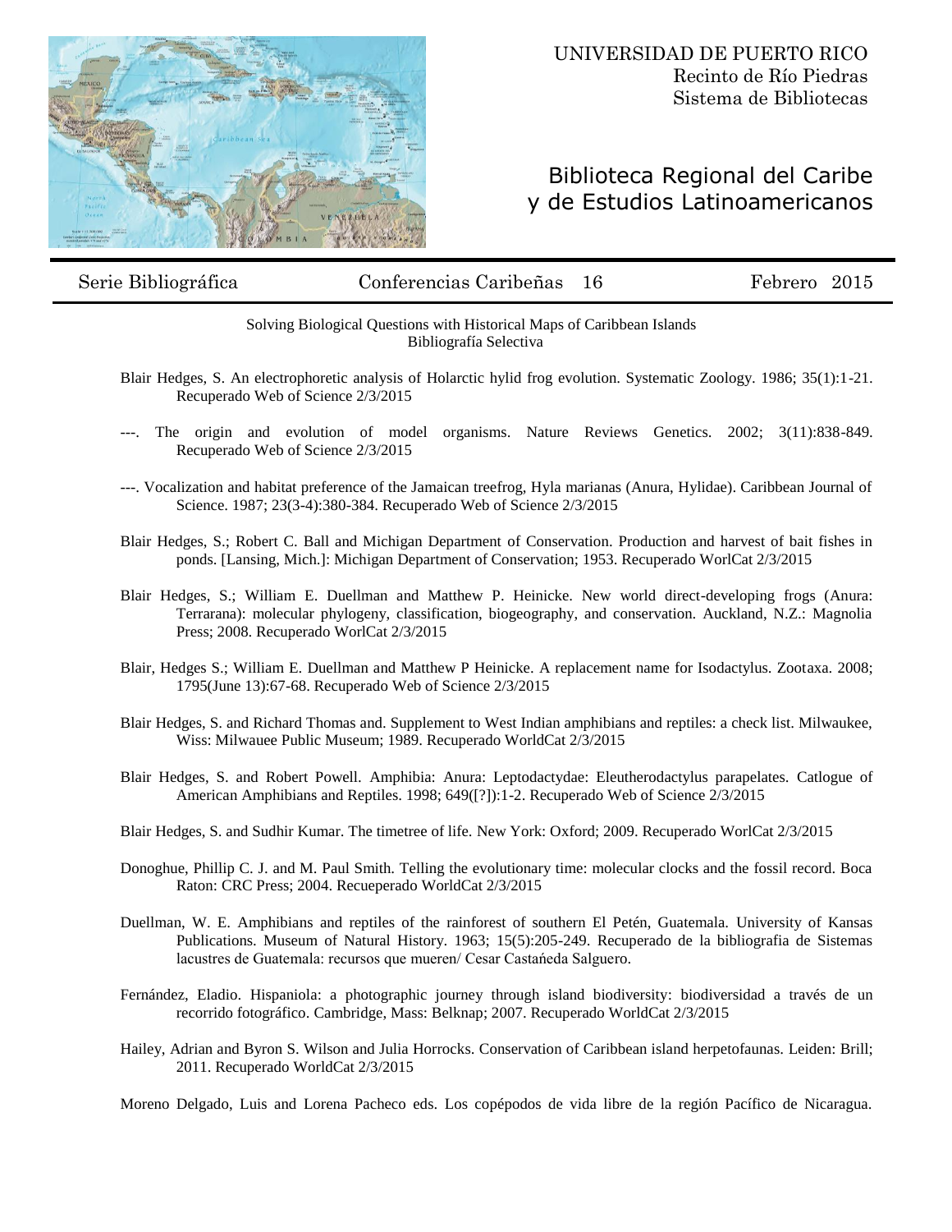UNIVERSIDAD DE PUERTO RICO
Recinto de Río Piedras
Sistema de Bibliotecas

# Biblioteca Regional del Caribe y de Estudios Latinoamericanos

Serie Bibliográfica | Conferencias Caribeñas 16 | Febrero 2015

## Solving Biological Questions with Historical Maps of Caribbean Islands
### Bibliografía Selectiva

Blair Hedges, S. An electrophoretic analysis of Holarctic hylid frog evolution. Systematic Zoology. 1986; 35(1):1-21. Recuperado Web of Science 2/3/2015

---. The origin and evolution of model organisms. Nature Reviews Genetics. 2002; 3(11):838-849. Recuperado Web of Science 2/3/2015

---. Vocalization and habitat preference of the Jamaican treefrog, Hyla marianas (Anura, Hylidae). Caribbean Journal of Science. 1987; 23(3-4):380-384. Recuperado Web of Science 2/3/2015

Blair Hedges, S.; Robert C. Ball and Michigan Department of Conservation. Production and harvest of bait fishes in ponds. [Lansing, Mich.]: Michigan Department of Conservation; 1953. Recuperado WorlCat 2/3/2015

Blair Hedges, S.; William E. Duellman and Matthew P. Heinicke. New world direct-developing frogs (Anura: Terrarana): molecular phylogeny, classification, biogeography, and conservation. Auckland, N.Z.: Magnolia Press; 2008. Recuperado WorlCat 2/3/2015

Blair, Hedges S.; William E. Duellman and Matthew P Heinicke. A replacement name for Isodactylus. Zootaxa. 2008; 1795(June 13):67-68. Recuperado Web of Science 2/3/2015

Blair Hedges, S. and Richard Thomas and. Supplement to West Indian amphibians and reptiles: a check list. Milwaukee, Wiss: Milwauee Public Museum; 1989. Recuperado WorldCat 2/3/2015

Blair Hedges, S. and Robert Powell. Amphibia: Anura: Leptodactydae: Eleutherodactylus parapelates. Catlogue of American Amphibians and Reptiles. 1998; 649([?]):1-2. Recuperado Web of Science 2/3/2015

Blair Hedges, S. and Sudhir Kumar. The timetree of life. New York: Oxford; 2009. Recuperado WorlCat 2/3/2015

Donoghue, Phillip C. J. and M. Paul Smith. Telling the evolutionary time: molecular clocks and the fossil record. Boca Raton: CRC Press; 2004. Recueperado WorldCat 2/3/2015

Duellman, W. E. Amphibians and reptiles of the rainforest of southern El Petén, Guatemala. University of Kansas Publications. Museum of Natural History. 1963; 15(5):205-249. Recuperado de la bibliografia de Sistemas lacustres de Guatemala: recursos que mueren/ Cesar Castańeda Salguero.

Fernández, Eladio. Hispaniola: a photographic journey through island biodiversity: biodiversidad a través de un recorrido fotográfico. Cambridge, Mass: Belknap; 2007. Recuperado WorldCat 2/3/2015

Hailey, Adrian and Byron S. Wilson and Julia Horrocks. Conservation of Caribbean island herpetofaunas. Leiden: Brill; 2011. Recuperado WorldCat 2/3/2015

Moreno Delgado, Luis and Lorena Pacheco eds. Los copépodos de vida libre de la región Pacífico de Nicaragua.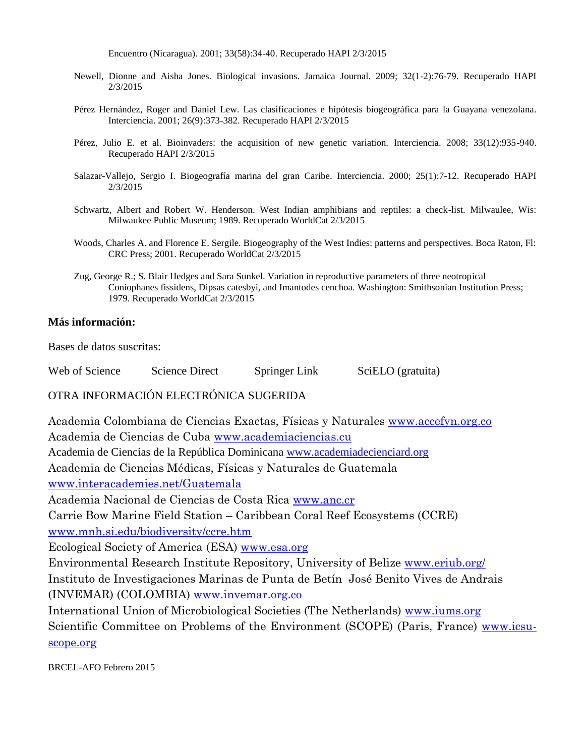Encuentro (Nicaragua). 2001; 33(58):34-40. Recuperado HAPI 2/3/2015

Newell, Dionne and Aisha Jones. Biological invasions. Jamaica Journal. 2009; 32(1-2):76-79. Recuperado HAPI 2/3/2015

Pérez Hernández, Roger and Daniel Lew. Las clasificaciones e hipótesis biogeográfica para la Guayana venezolana. Interciencia. 2001; 26(9):373-382. Recuperado HAPI 2/3/2015

Pérez, Julio E. et al. Bioinvaders: the acquisition of new genetic variation. Interciencia. 2008; 33(12):935-940. Recuperado HAPI 2/3/2015

Salazar-Vallejo, Sergio I. Biogeografía marina del gran Caribe. Interciencia. 2000; 25(1):7-12. Recuperado HAPI 2/3/2015

Schwartz, Albert and Robert W. Henderson. West Indian amphibians and reptiles: a check-list. Milwaulee, Wis: Milwaukee Public Museum; 1989. Recuperado WorldCat 2/3/2015

Woods, Charles A. and Florence E. Sergile. Biogeography of the West Indies: patterns and perspectives. Boca Raton, Fl: CRC Press; 2001. Recuperado WorldCat 2/3/2015

Zug, George R.; S. Blair Hedges and Sara Sunkel. Variation in reproductive parameters of three neotropical Coniophanes fissidens, Dipsas catesbyi, and Imantodes cenchoa. Washington: Smithsonian Institution Press; 1979. Recuperado WorldCat 2/3/2015

**Más información:**

Bases de datos suscritas:

Web of Science     Science Direct     Springer Link     SciELO (gratuita)

OTRA INFORMACIÓN ELECTRÓNICA SUGERIDA

Academia Colombiana de Ciencias Exactas, Físicas y Naturales www.accefyn.org.co
Academia de Ciencias de Cuba www.academiaciencias.cu
Academia de Ciencias de la República Dominicana www.academiadecienciard.org
Academia de Ciencias Médicas, Físicas y Naturales de Guatemala www.interacademies.net/Guatemala
Academia Nacional de Ciencias de Costa Rica www.anc.cr
Carrie Bow Marine Field Station – Caribbean Coral Reef Ecosystems (CCRE) www.mnh.si.edu/biodiversity/ccre.htm
Ecological Society of America (ESA) www.esa.org
Environmental Research Institute Repository, University of Belize www.eriub.org/
Instituto de Investigaciones Marinas de Punta de Betín José Benito Vives de Andrais (INVEMAR) (COLOMBIA) www.invemar.org.co
International Union of Microbiological Societies (The Netherlands) www.iums.org
Scientific Committee on Problems of the Environment (SCOPE) (Paris, France) www.icsu-scope.org

BRCEL-AFO Febrero 2015